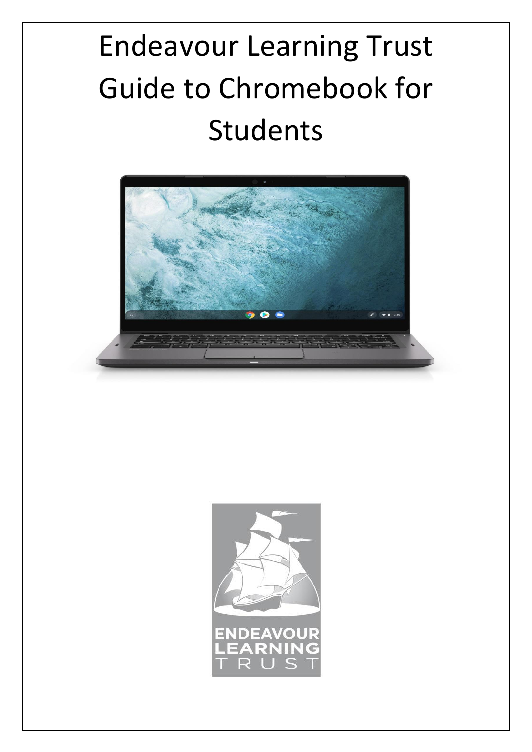# Endeavour Learning Trust Guide to Chromebook for Students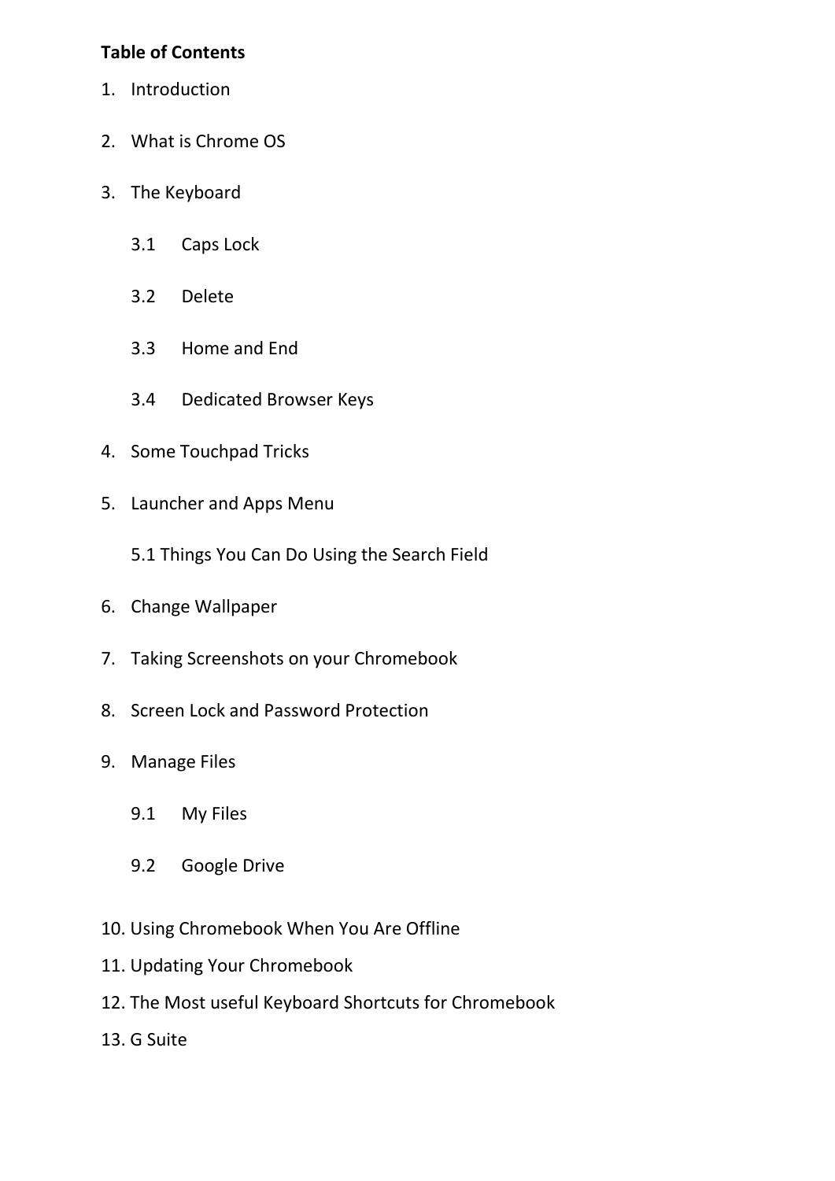**Table of Contents**

1. Introduction
2. What is Chrome OS
3. The Keyboard
    - 3.1 Caps Lock
    - 3.2 Delete
    - 3.3 Home and End
    - 3.4 Dedicated Browser Keys
4. Some Touchpad Tricks
5. Launcher and Apps Menu
    - 5.1 Things You Can Do Using the Search Field
6. Change Wallpaper
7. Taking Screenshots on your Chromebook
8. Screen Lock and Password Protection
9. Manage Files
    - 9.1 My Files
    - 9.2 Google Drive
10. Using Chromebook When You Are Offline
11. Updating Your Chromebook
12. The Most useful Keyboard Shortcuts for Chromebook
13. G Suite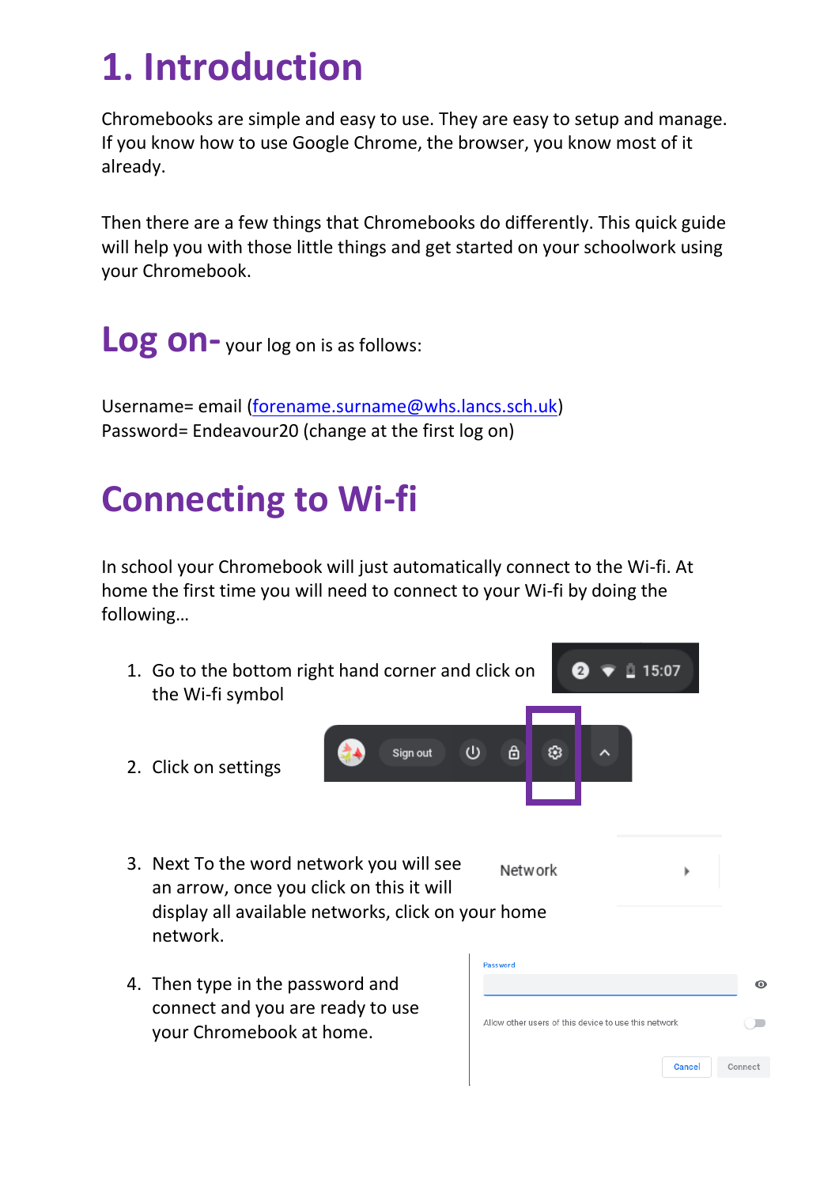# 1. Introduction

Chromebooks are simple and easy to use. They are easy to setup and manage. If you know how to use Google Chrome, the browser, you know most of it already.

Then there are a few things that Chromebooks do differently. This quick guide will help you with those little things and get started on your schoolwork using your Chromebook.

## Log on- your log on is as follows:

Username= email (forename.surname@whs.lancs.sch.uk)
Password= Endeavour20 (change at the first log on)

# Connecting to Wi-fi

In school your Chromebook will just automatically connect to the Wi-fi. At home the first time you will need to connect to your Wi-fi by doing the following…

1. Go to the bottom right hand corner and click on the Wi-fi symbol
2. Click on settings
3. Next To the word network you will see an arrow, once you click on this it will display all available networks, click on your home network.
4. Then type in the password and connect and you are ready to use your Chromebook at home.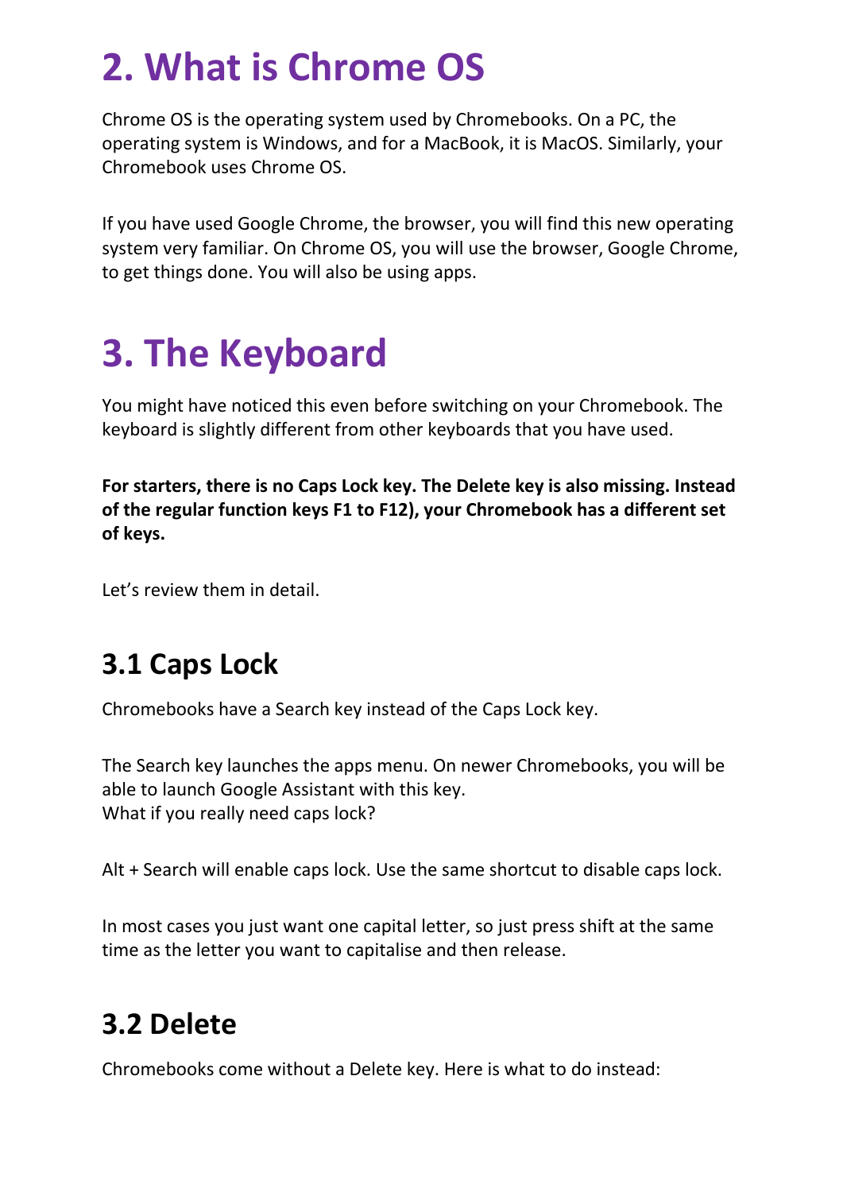# 2. What is Chrome OS

Chrome OS is the operating system used by Chromebooks. On a PC, the operating system is Windows, and for a MacBook, it is MacOS. Similarly, your Chromebook uses Chrome OS.

If you have used Google Chrome, the browser, you will find this new operating system very familiar. On Chrome OS, you will use the browser, Google Chrome, to get things done. You will also be using apps.

# 3. The Keyboard

You might have noticed this even before switching on your Chromebook. The keyboard is slightly different from other keyboards that you have used.

**For starters, there is no Caps Lock key. The Delete key is also missing. Instead of the regular function keys F1 to F12), your Chromebook has a different set of keys.**

Let's review them in detail.

## 3.1 Caps Lock

Chromebooks have a Search key instead of the Caps Lock key.

The Search key launches the apps menu. On newer Chromebooks, you will be able to launch Google Assistant with this key.
What if you really need caps lock?

Alt + Search will enable caps lock. Use the same shortcut to disable caps lock.

In most cases you just want one capital letter, so just press shift at the same time as the letter you want to capitalise and then release.

## 3.2 Delete

Chromebooks come without a Delete key. Here is what to do instead: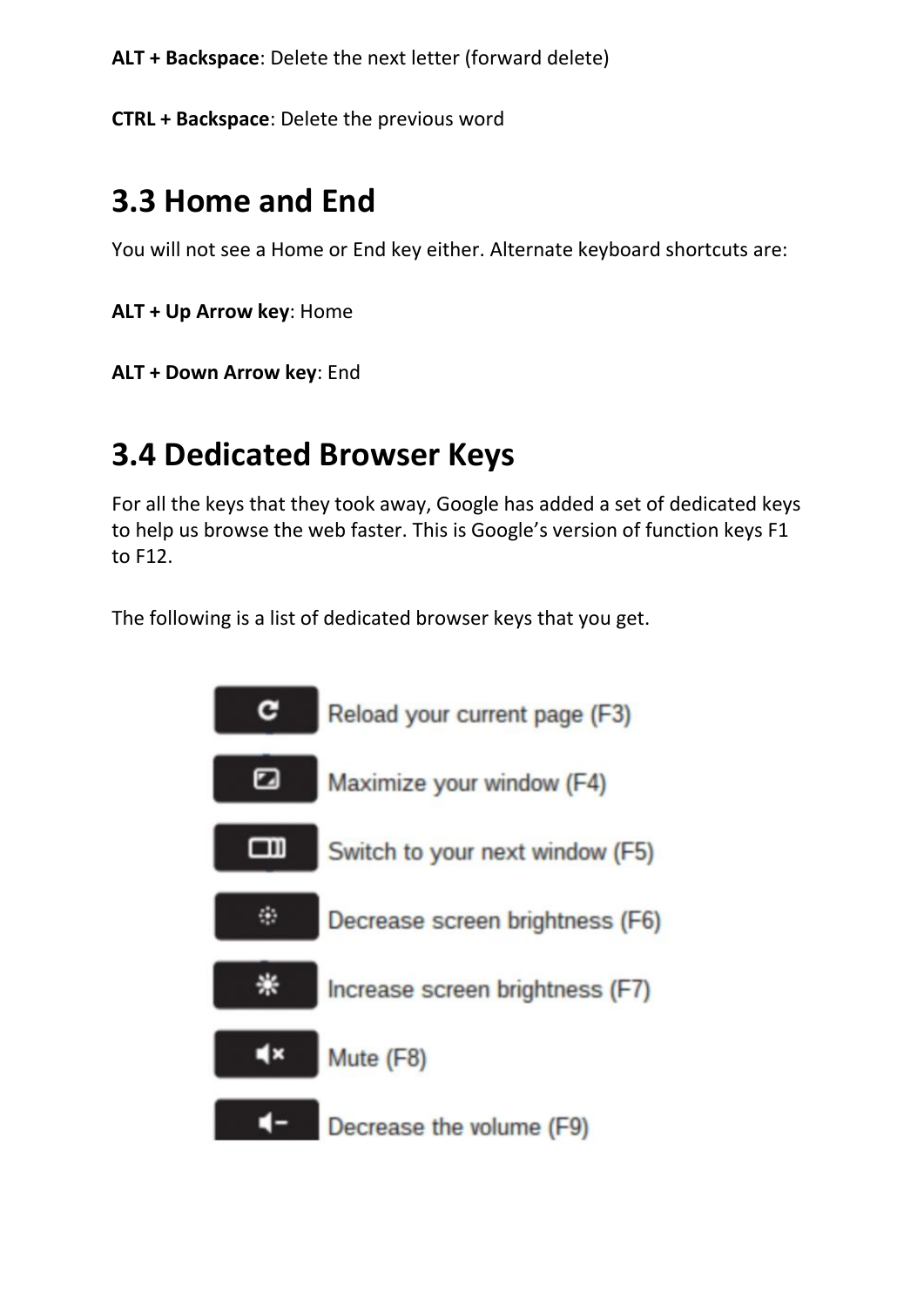**ALT + Backspace**: Delete the next letter (forward delete)

**CTRL + Backspace**: Delete the previous word

## 3.3 Home and End

You will not see a Home or End key either. Alternate keyboard shortcuts are:

**ALT + Up Arrow key**: Home

**ALT + Down Arrow key**: End

## 3.4 Dedicated Browser Keys

For all the keys that they took away, Google has added a set of dedicated keys to help us browse the web faster. This is Google's version of function keys F1 to F12.

The following is a list of dedicated browser keys that you get.

Reload your current page (F3)

Maximize your window (F4)

Switch to your next window (F5)

Decrease screen brightness (F6)

Increase screen brightness (F7)

Mute (F8)

Decrease the volume (F9)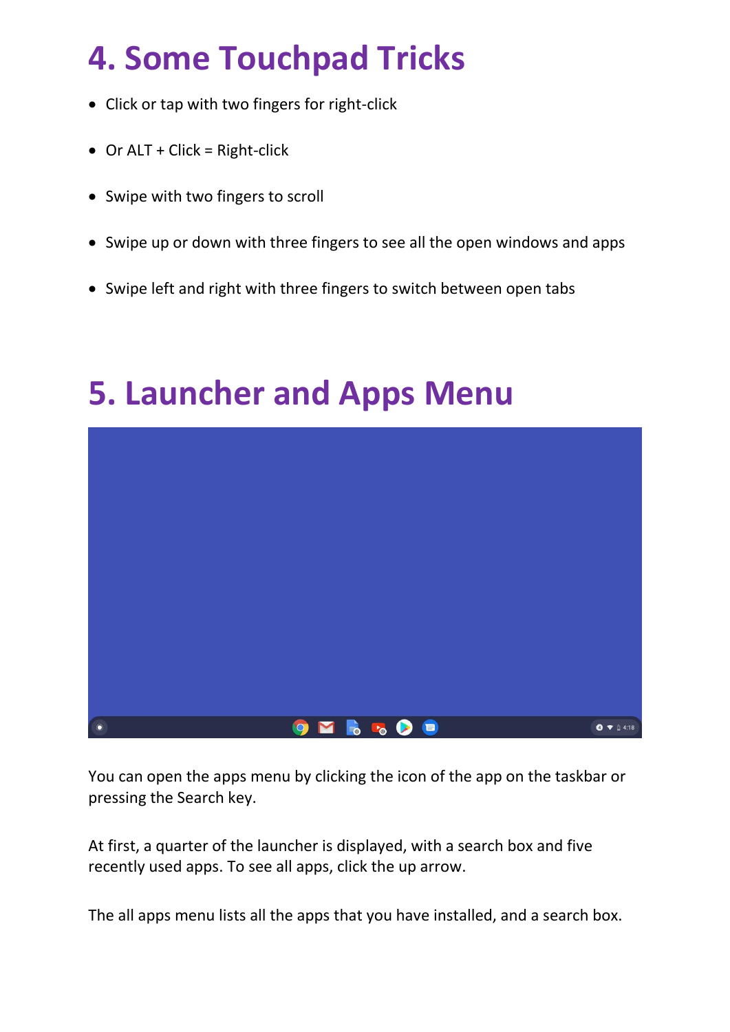# 4. Some Touchpad Tricks

- Click or tap with two fingers for right-click
- Or ALT + Click = Right-click
- Swipe with two fingers to scroll
- Swipe up or down with three fingers to see all the open windows and apps
- Swipe left and right with three fingers to switch between open tabs

# 5. Launcher and Apps Menu

You can open the apps menu by clicking the icon of the app on the taskbar or pressing the Search key.

At first, a quarter of the launcher is displayed, with a search box and five recently used apps. To see all apps, click the up arrow.

The all apps menu lists all the apps that you have installed, and a search box.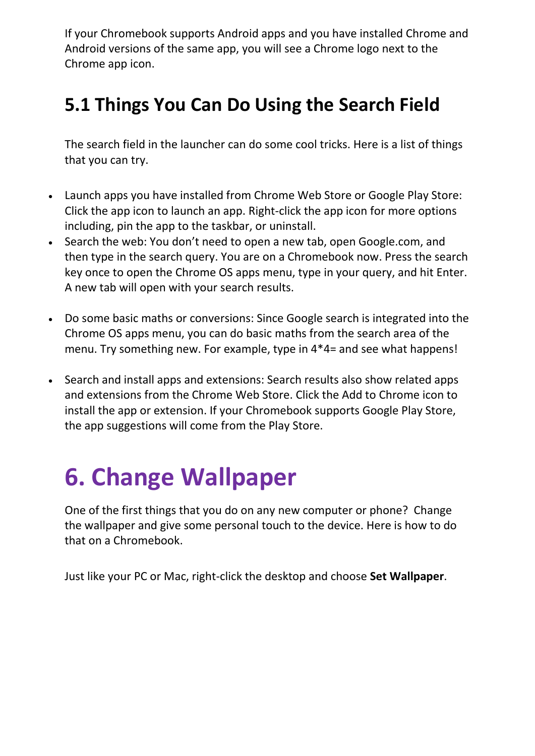If your Chromebook supports Android apps and you have installed Chrome and Android versions of the same app, you will see a Chrome logo next to the Chrome app icon.

## 5.1 Things You Can Do Using the Search Field

The search field in the launcher can do some cool tricks. Here is a list of things that you can try.

- Launch apps you have installed from Chrome Web Store or Google Play Store: Click the app icon to launch an app. Right-click the app icon for more options including, pin the app to the taskbar, or uninstall.
- Search the web: You don't need to open a new tab, open Google.com, and then type in the search query. You are on a Chromebook now. Press the search key once to open the Chrome OS apps menu, type in your query, and hit Enter. A new tab will open with your search results.
- Do some basic maths or conversions: Since Google search is integrated into the Chrome OS apps menu, you can do basic maths from the search area of the menu. Try something new. For example, type in 4*4= and see what happens!
- Search and install apps and extensions: Search results also show related apps and extensions from the Chrome Web Store. Click the Add to Chrome icon to install the app or extension. If your Chromebook supports Google Play Store, the app suggestions will come from the Play Store.

# 6. Change Wallpaper

One of the first things that you do on any new computer or phone? Change the wallpaper and give some personal touch to the device. Here is how to do that on a Chromebook.

Just like your PC or Mac, right-click the desktop and choose **Set Wallpaper**.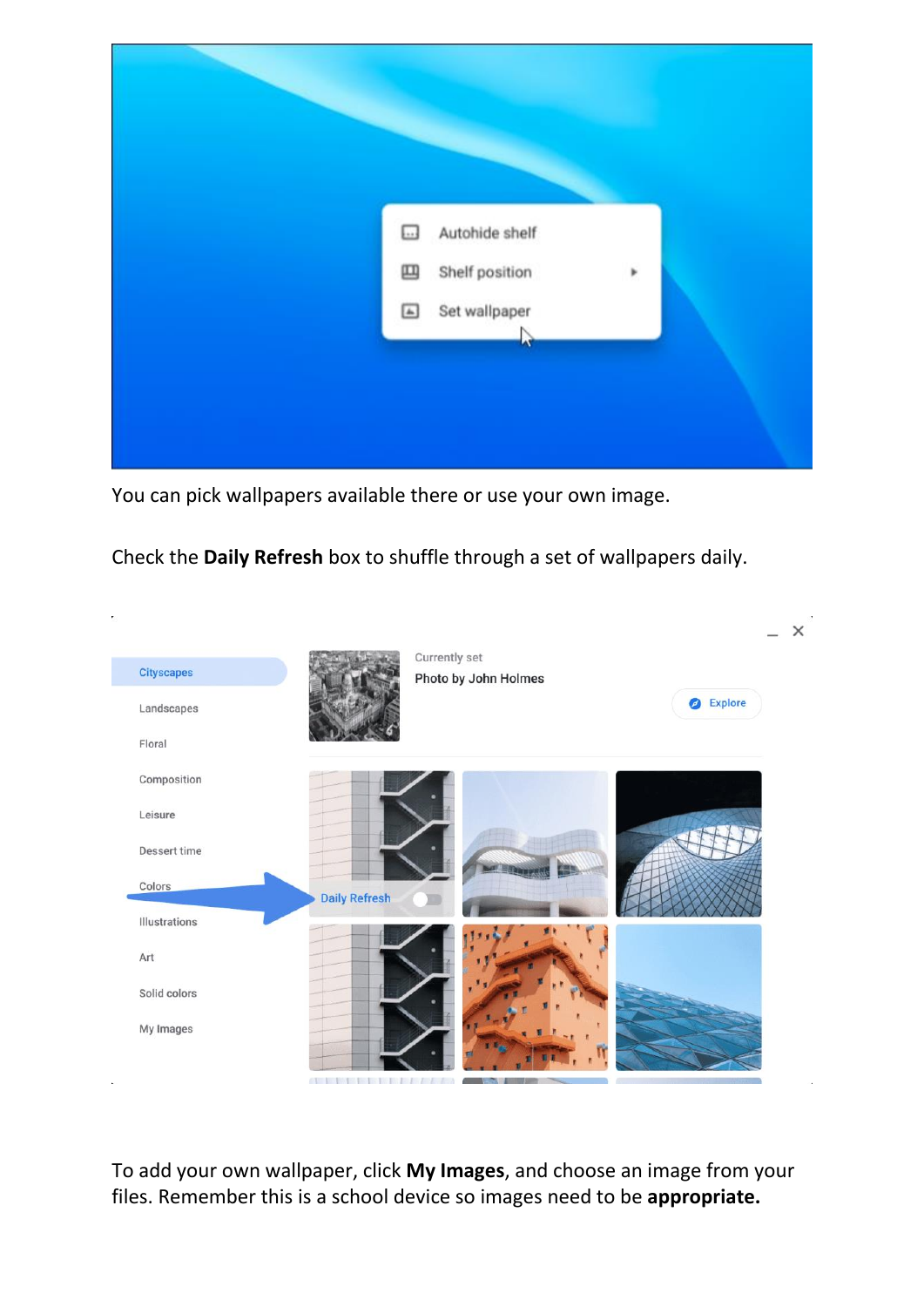You can pick wallpapers available there or use your own image.

Check the **Daily Refresh** box to shuffle through a set of wallpapers daily.

To add your own wallpaper, click **My Images**, and choose an image from your files. Remember this is a school device so images need to be **appropriate.**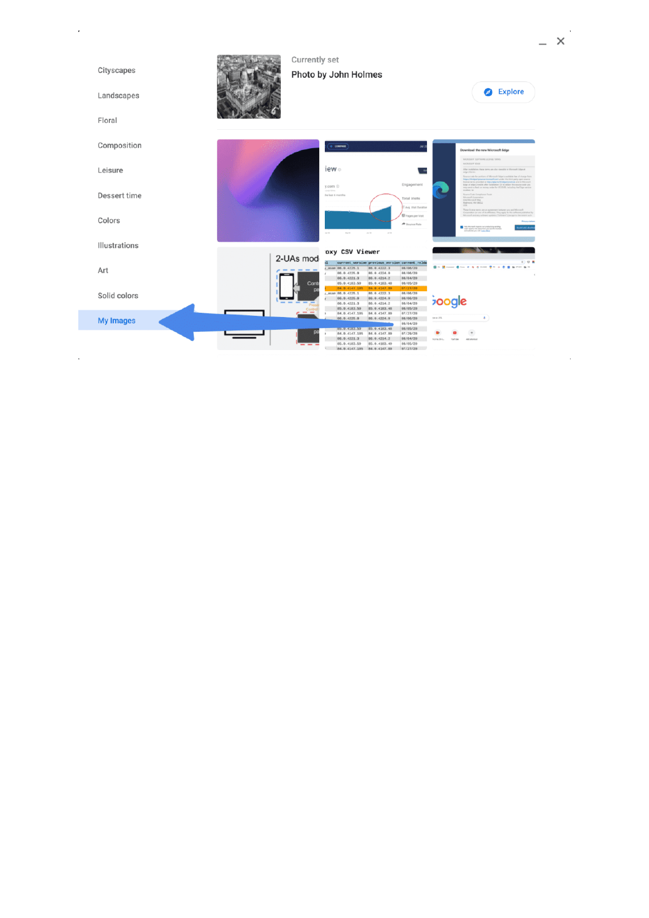Cityscapes

Landscapes

Floral

Composition

Leisure

Dessert time

Colors

Illustrations

Art

Solid colors

My Images

Currently set

Photo by John Holmes

Explore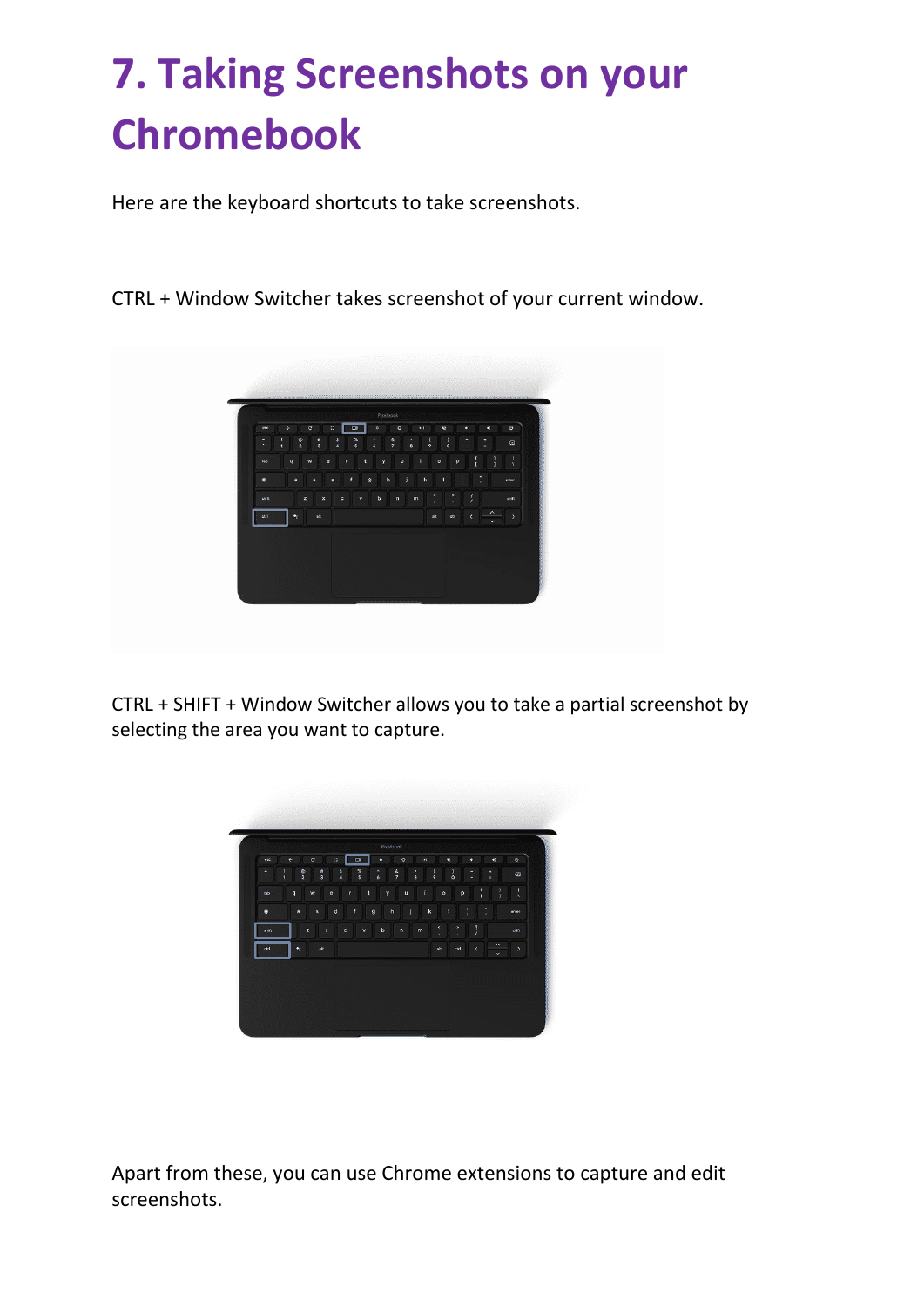# 7. Taking Screenshots on your Chromebook

Here are the keyboard shortcuts to take screenshots.

CTRL + Window Switcher takes screenshot of your current window.

CTRL + SHIFT + Window Switcher allows you to take a partial screenshot by selecting the area you want to capture.

Apart from these, you can use Chrome extensions to capture and edit screenshots.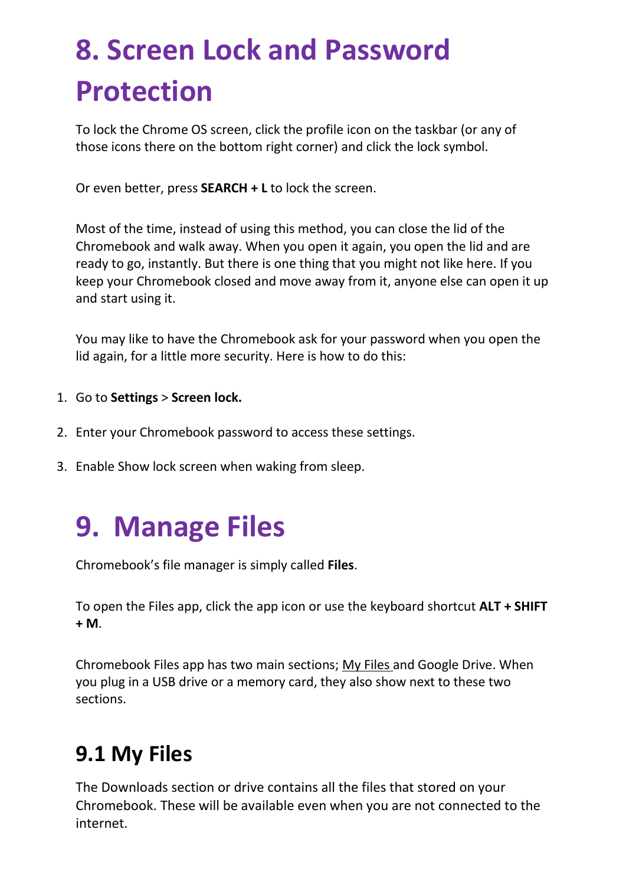# 8. Screen Lock and Password Protection

To lock the Chrome OS screen, click the profile icon on the taskbar (or any of those icons there on the bottom right corner) and click the lock symbol.

Or even better, press **SEARCH + L** to lock the screen.

Most of the time, instead of using this method, you can close the lid of the Chromebook and walk away. When you open it again, you open the lid and are ready to go, instantly. But there is one thing that you might not like here. If you keep your Chromebook closed and move away from it, anyone else can open it up and start using it.

You may like to have the Chromebook ask for your password when you open the lid again, for a little more security. Here is how to do this:

1. Go to **Settings** > **Screen lock.**
2. Enter your Chromebook password to access these settings.
3. Enable Show lock screen when waking from sleep.

# 9. Manage Files

Chromebook's file manager is simply called **Files**.

To open the Files app, click the app icon or use the keyboard shortcut **ALT + SHIFT + M**.

Chromebook Files app has two main sections; My Files and Google Drive. When you plug in a USB drive or a memory card, they also show next to these two sections.

## 9.1 My Files

The Downloads section or drive contains all the files that stored on your Chromebook. These will be available even when you are not connected to the internet.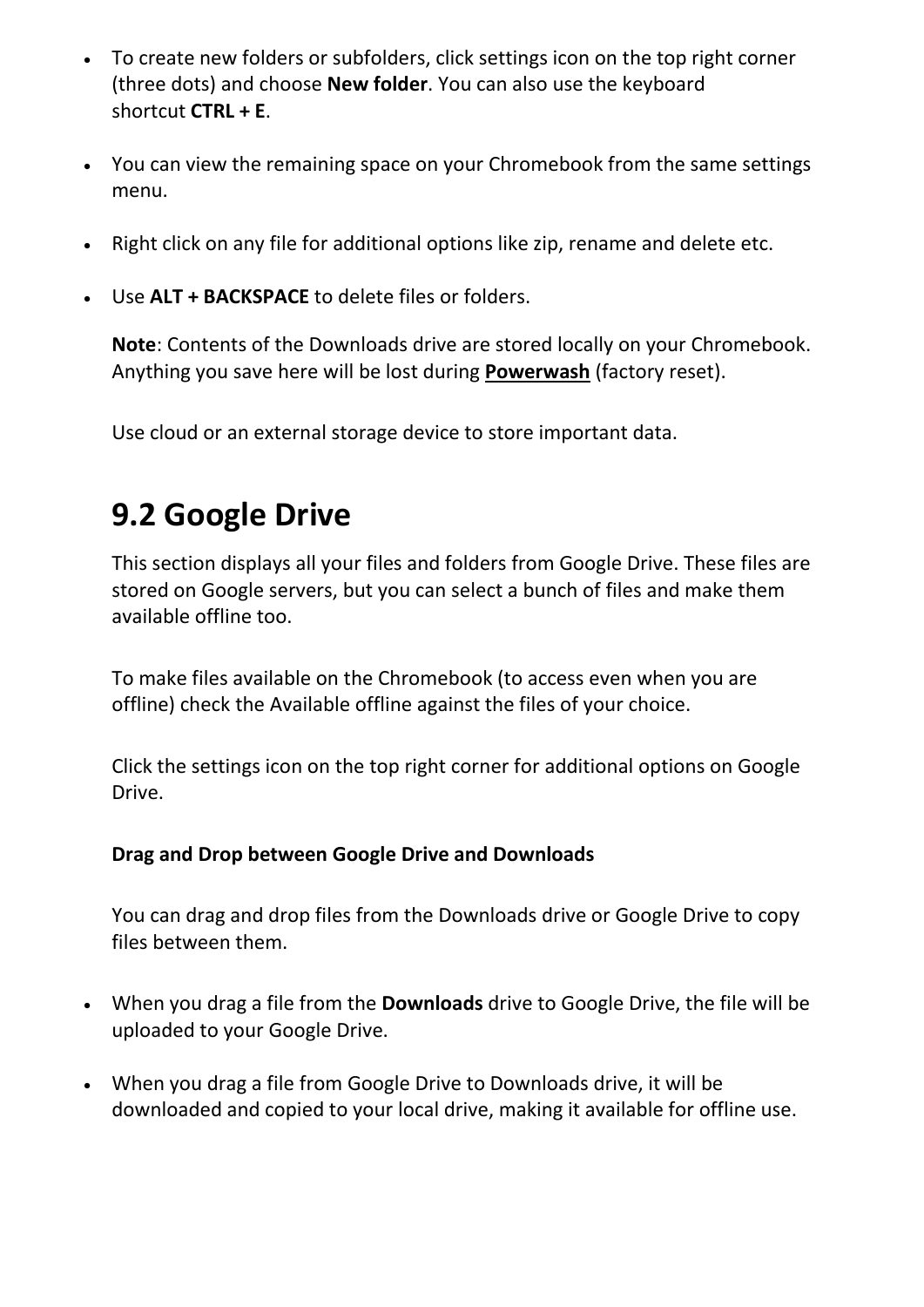- To create new folders or subfolders, click settings icon on the top right corner (three dots) and choose **New folder**. You can also use the keyboard shortcut **CTRL + E**.

- You can view the remaining space on your Chromebook from the same settings menu.

- Right click on any file for additional options like zip, rename and delete etc.

- Use **ALT + BACKSPACE** to delete files or folders.

  **Note**: Contents of the Downloads drive are stored locally on your Chromebook. Anything you save here will be lost during **Powerwash** (factory reset).

  Use cloud or an external storage device to store important data.

## 9.2 Google Drive

This section displays all your files and folders from Google Drive. These files are stored on Google servers, but you can select a bunch of files and make them available offline too.

To make files available on the Chromebook (to access even when you are offline) check the Available offline against the files of your choice.

Click the settings icon on the top right corner for additional options on Google Drive.

**Drag and Drop between Google Drive and Downloads**

You can drag and drop files from the Downloads drive or Google Drive to copy files between them.

- When you drag a file from the **Downloads** drive to Google Drive, the file will be uploaded to your Google Drive.

- When you drag a file from Google Drive to Downloads drive, it will be downloaded and copied to your local drive, making it available for offline use.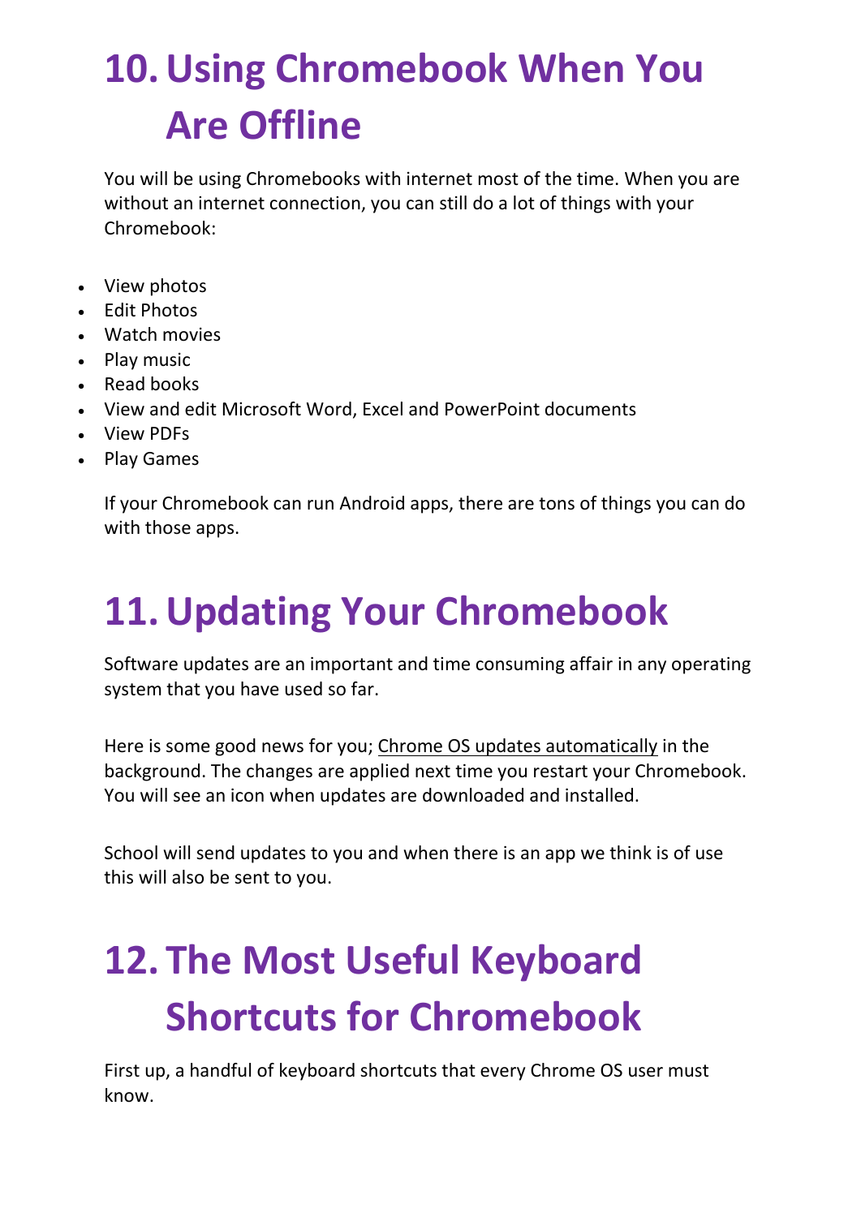# 10. Using Chromebook When You Are Offline

You will be using Chromebooks with internet most of the time. When you are without an internet connection, you can still do a lot of things with your Chromebook:

- View photos
- Edit Photos
- Watch movies
- Play music
- Read books
- View and edit Microsoft Word, Excel and PowerPoint documents
- View PDFs
- Play Games

If your Chromebook can run Android apps, there are tons of things you can do with those apps.

# 11. Updating Your Chromebook

Software updates are an important and time consuming affair in any operating system that you have used so far.

Here is some good news for you; Chrome OS updates automatically in the background. The changes are applied next time you restart your Chromebook. You will see an icon when updates are downloaded and installed.

School will send updates to you and when there is an app we think is of use this will also be sent to you.

# 12. The Most Useful Keyboard Shortcuts for Chromebook

First up, a handful of keyboard shortcuts that every Chrome OS user must know.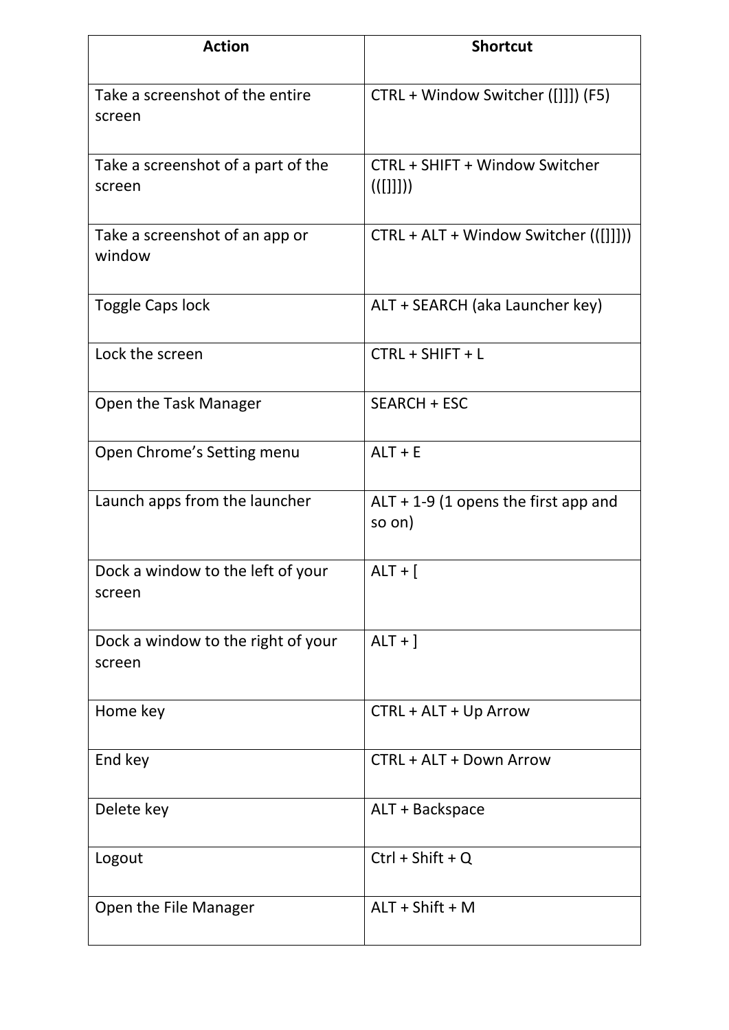| Action | Shortcut |
|---|---|
| Take a screenshot of the entire screen | CTRL + Window Switcher ([]]]) (F5) |
| Take a screenshot of a part of the screen | CTRL + SHIFT + Window Switcher (([]]])) |
| Take a screenshot of an app or window | CTRL + ALT + Window Switcher (([]]])) |
| Toggle Caps lock | ALT + SEARCH (aka Launcher key) |
| Lock the screen | CTRL + SHIFT + L |
| Open the Task Manager | SEARCH + ESC |
| Open Chrome's Setting menu | ALT + E |
| Launch apps from the launcher | ALT + 1-9 (1 opens the first app and so on) |
| Dock a window to the left of your screen | ALT + [ |
| Dock a window to the right of your screen | ALT + ] |
| Home key | CTRL + ALT + Up Arrow |
| End key | CTRL + ALT + Down Arrow |
| Delete key | ALT + Backspace |
| Logout | Ctrl + Shift + Q |
| Open the File Manager | ALT + Shift + M |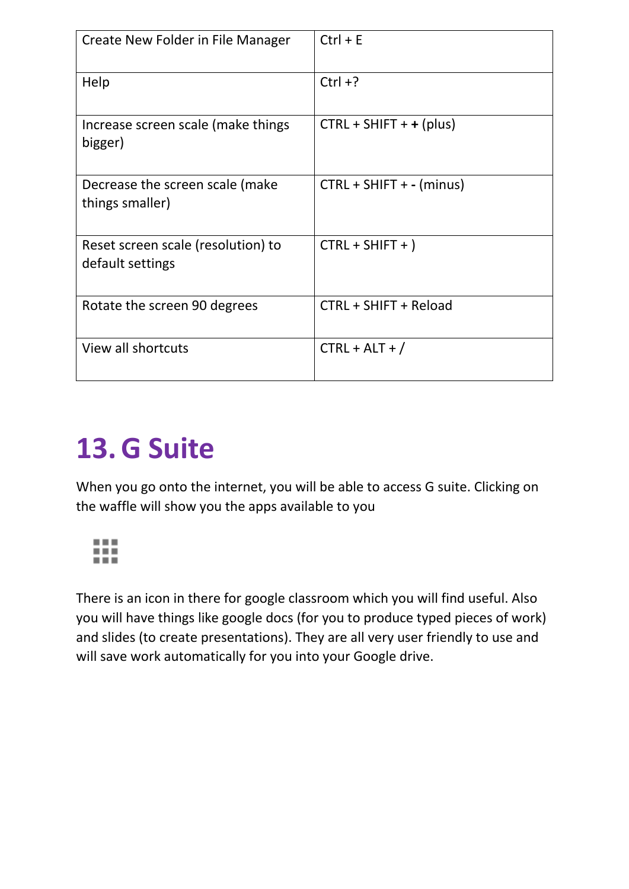| | |
|---|---|
| Create New Folder in File Manager | Ctrl + E |
| Help | Ctrl +? |
| Increase screen scale (make things bigger) | CTRL + SHIFT + **+** (plus) |
| Decrease the screen scale (make things smaller) | CTRL + SHIFT + **-** (minus) |
| Reset screen scale (resolution) to default settings | CTRL + SHIFT + ) |
| Rotate the screen 90 degrees | CTRL + SHIFT + Reload |
| View all shortcuts | CTRL + ALT + / |

# 13. G Suite

When you go onto the internet, you will be able to access G suite. Clicking on the waffle will show you the apps available to you

There is an icon in there for google classroom which you will find useful. Also you will have things like google docs (for you to produce typed pieces of work) and slides (to create presentations). They are all very user friendly to use and will save work automatically for you into your Google drive.